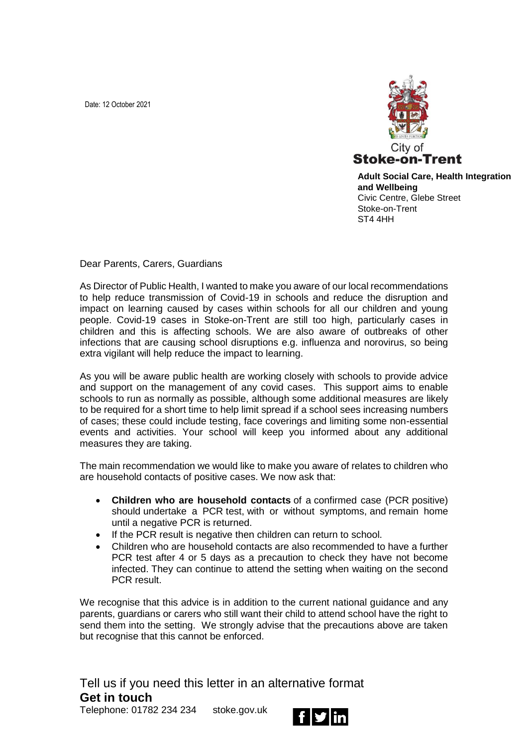Date: 12 October 2021

City of
**Stoke-on-Trent**

**Adult Social Care, Health Integration and Wellbeing**
Civic Centre, Glebe Street
Stoke-on-Trent
ST4 4HH

Dear Parents, Carers, Guardians

As Director of Public Health, I wanted to make you aware of our local recommendations to help reduce transmission of Covid-19 in schools and reduce the disruption and impact on learning caused by cases within schools for all our children and young people. Covid-19 cases in Stoke-on-Trent are still too high, particularly cases in children and this is affecting schools. We are also aware of outbreaks of other infections that are causing school disruptions e.g. influenza and norovirus, so being extra vigilant will help reduce the impact to learning.

As you will be aware public health are working closely with schools to provide advice and support on the management of any covid cases. This support aims to enable schools to run as normally as possible, although some additional measures are likely to be required for a short time to help limit spread if a school sees increasing numbers of cases; these could include testing, face coverings and limiting some non-essential events and activities. Your school will keep you informed about any additional measures they are taking.

The main recommendation we would like to make you aware of relates to children who are household contacts of positive cases. We now ask that:

- **Children who are household contacts** of a confirmed case (PCR positive) should undertake a PCR test, with or without symptoms, and remain home until a negative PCR is returned.
- If the PCR result is negative then children can return to school.
- Children who are household contacts are also recommended to have a further PCR test after 4 or 5 days as a precaution to check they have not become infected. They can continue to attend the setting when waiting on the second PCR result.

We recognise that this advice is in addition to the current national guidance and any parents, guardians or carers who still want their child to attend school have the right to send them into the setting. We strongly advise that the precautions above are taken but recognise that this cannot be enforced.

Tell us if you need this letter in an alternative format
**Get in touch**
Telephone: 01782 234 234 stoke.gov.uk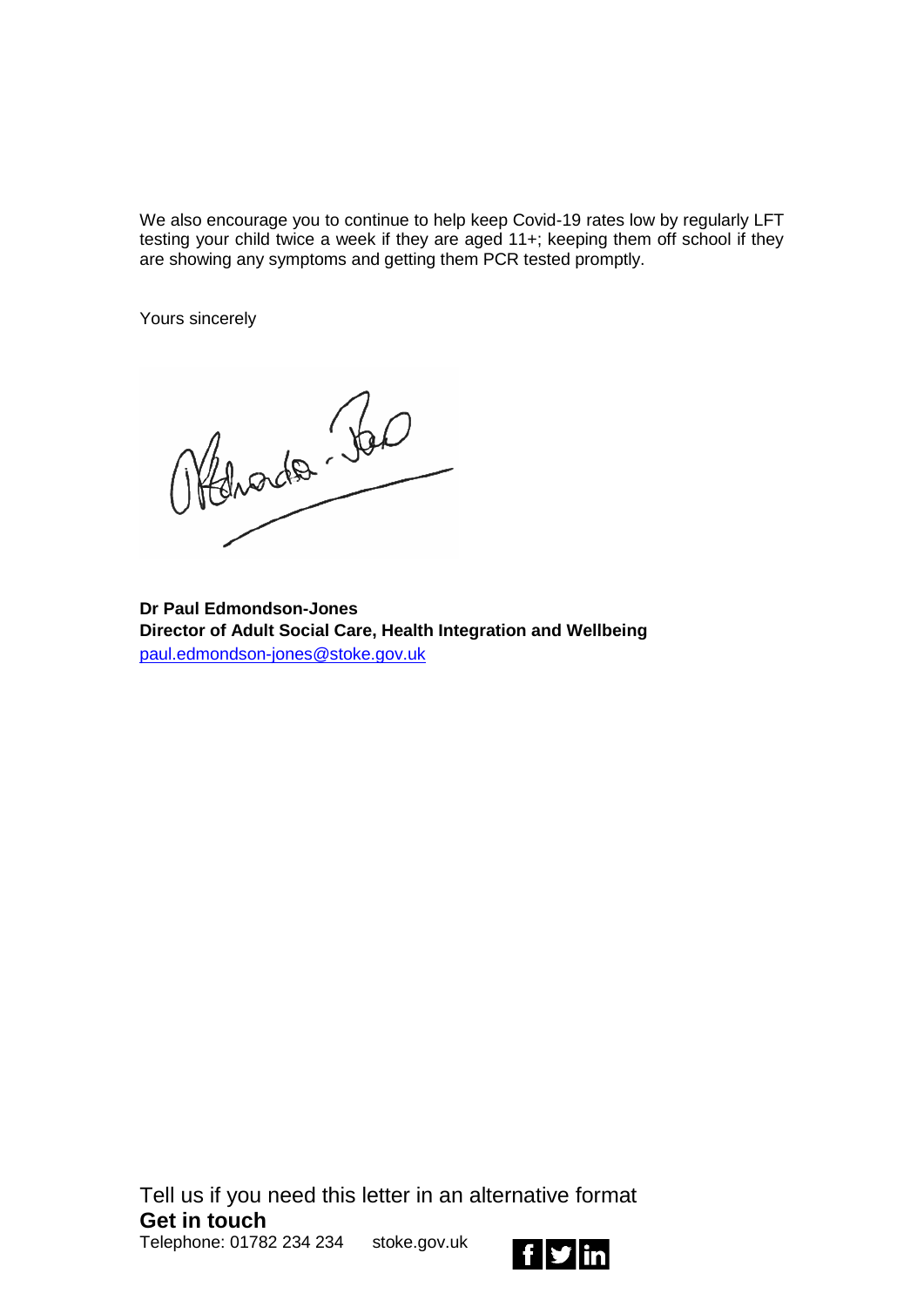We also encourage you to continue to help keep Covid-19 rates low by regularly LFT testing your child twice a week if they are aged 11+; keeping them off school if they are showing any symptoms and getting them PCR tested promptly.

Yours sincerely

**Dr Paul Edmondson-Jones**
**Director of Adult Social Care, Health Integration and Wellbeing**
paul.edmondson-jones@stoke.gov.uk

Tell us if you need this letter in an alternative format
**Get in touch**
Telephone: 01782 234 234 stoke.gov.uk